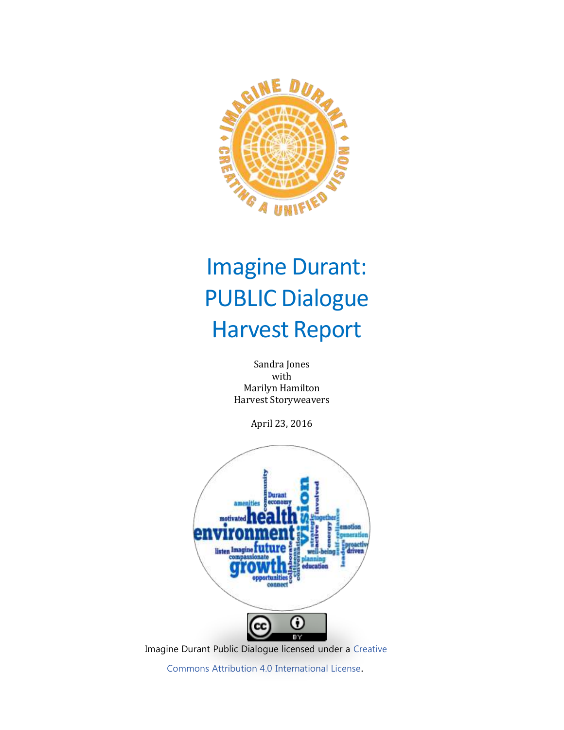# Imagine Durant: PUBLIC Dialogue Harvest Report

Sandra Jones
with
Marilyn Hamilton
Harvest Storyweavers

April 23, 2016

Imagine Durant Public Dialogue licensed under a Creative Commons Attribution 4.0 International License.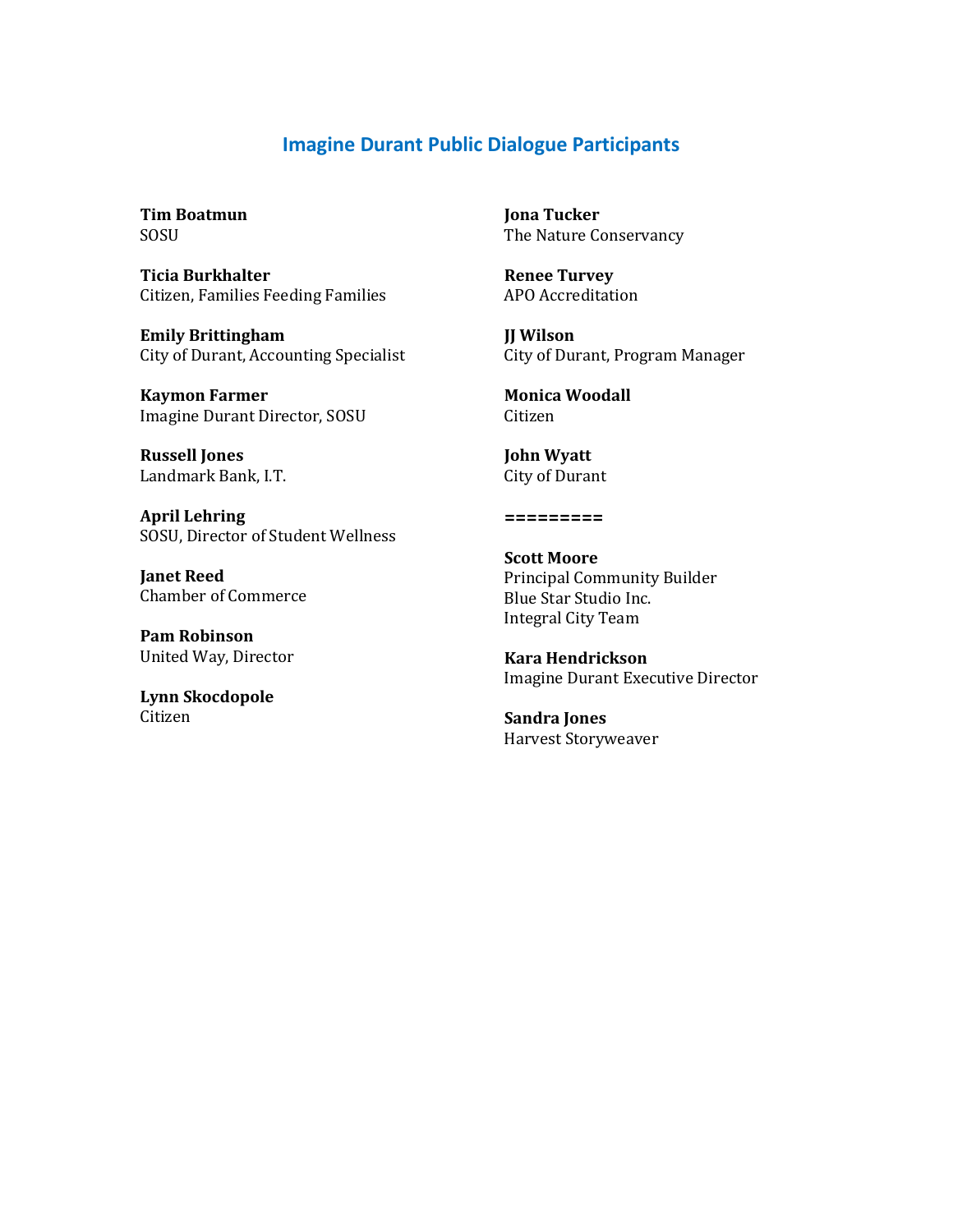## Imagine Durant Public Dialogue Participants

**Tim Boatmun**
SOSU

**Ticia Burkhalter**
Citizen, Families Feeding Families

**Emily Brittingham**
City of Durant, Accounting Specialist

**Kaymon Farmer**
Imagine Durant Director, SOSU

**Russell Jones**
Landmark Bank, I.T.

**April Lehring**
SOSU, Director of Student Wellness

**Janet Reed**
Chamber of Commerce

**Pam Robinson**
United Way, Director

**Lynn Skocdopole**
Citizen

**Jona Tucker**
The Nature Conservancy

**Renee Turvey**
APO Accreditation

**JJ Wilson**
City of Durant, Program Manager

**Monica Woodall**
Citizen

**John Wyatt**
City of Durant

**=========**

**Scott Moore**
Principal Community Builder
Blue Star Studio Inc.
Integral City Team

**Kara Hendrickson**
Imagine Durant Executive Director

**Sandra Jones**
Harvest Storyweaver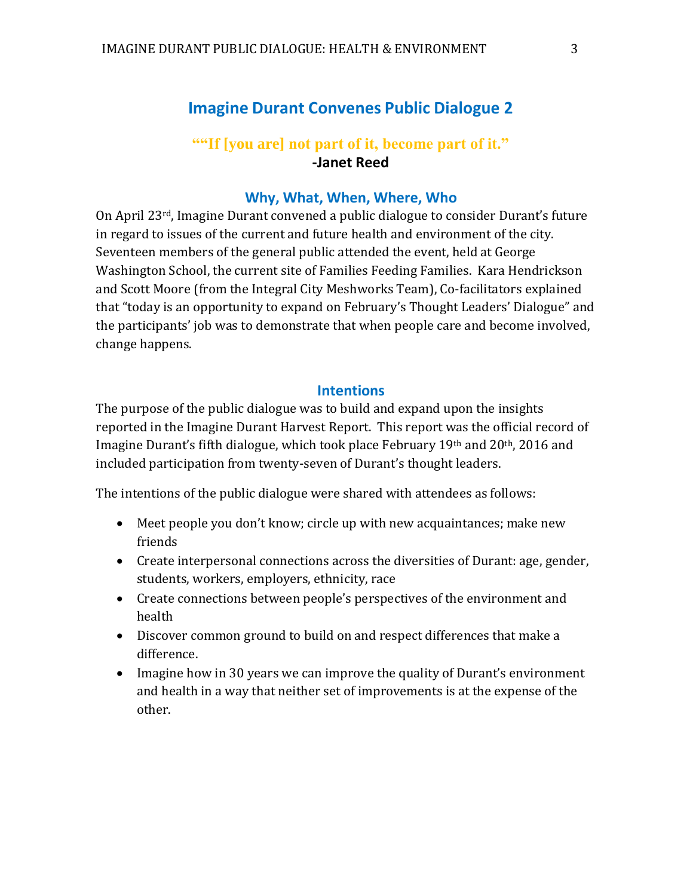# Imagine Durant Convenes Public Dialogue 2

**““If [you are] not part of it, become part of it.”**

**-Janet Reed**

## Why, What, When, Where, Who

On April 23rd, Imagine Durant convened a public dialogue to consider Durant’s future in regard to issues of the current and future health and environment of the city. Seventeen members of the general public attended the event, held at George Washington School, the current site of Families Feeding Families. Kara Hendrickson and Scott Moore (from the Integral City Meshworks Team), Co-facilitators explained that “today is an opportunity to expand on February’s Thought Leaders’ Dialogue” and the participants’ job was to demonstrate that when people care and become involved, change happens.

## Intentions

The purpose of the public dialogue was to build and expand upon the insights reported in the Imagine Durant Harvest Report. This report was the official record of Imagine Durant’s fifth dialogue, which took place February 19th and 20th, 2016 and included participation from twenty-seven of Durant’s thought leaders.

The intentions of the public dialogue were shared with attendees as follows:

- Meet people you don’t know; circle up with new acquaintances; make new friends
- Create interpersonal connections across the diversities of Durant: age, gender, students, workers, employers, ethnicity, race
- Create connections between people’s perspectives of the environment and health
- Discover common ground to build on and respect differences that make a difference.
- Imagine how in 30 years we can improve the quality of Durant’s environment and health in a way that neither set of improvements is at the expense of the other.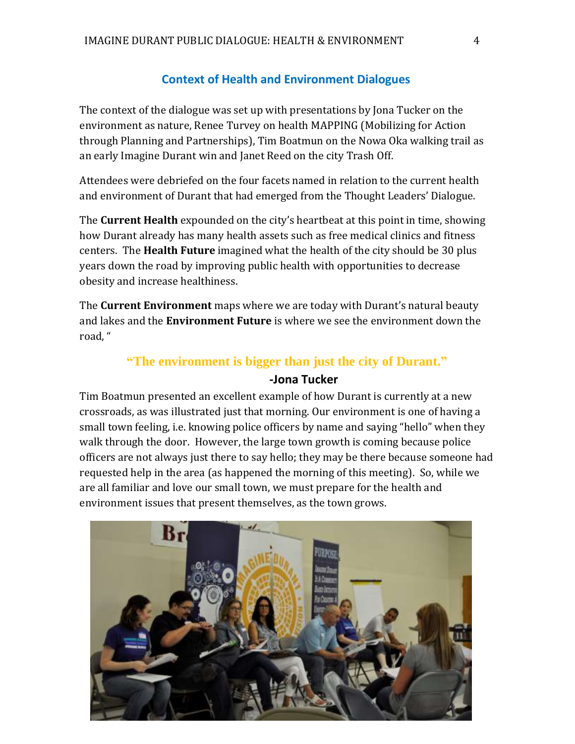## Context of Health and Environment Dialogues

The context of the dialogue was set up with presentations by Jona Tucker on the environment as nature, Renee Turvey on health MAPPING (Mobilizing for Action through Planning and Partnerships), Tim Boatmun on the Nowa Oka walking trail as an early Imagine Durant win and Janet Reed on the city Trash Off.

Attendees were debriefed on the four facets named in relation to the current health and environment of Durant that had emerged from the Thought Leaders' Dialogue.

The **Current Health** expounded on the city's heartbeat at this point in time, showing how Durant already has many health assets such as free medical clinics and fitness centers. The **Health Future** imagined what the health of the city should be 30 plus years down the road by improving public health with opportunities to decrease obesity and increase healthiness.

The **Current Environment** maps where we are today with Durant's natural beauty and lakes and the **Environment Future** is where we see the environment down the road, "

**"The environment is bigger than just the city of Durant."**

**-Jona Tucker**

Tim Boatmun presented an excellent example of how Durant is currently at a new crossroads, as was illustrated just that morning. Our environment is one of having a small town feeling, i.e. knowing police officers by name and saying "hello" when they walk through the door. However, the large town growth is coming because police officers are not always just there to say hello; they may be there because someone had requested help in the area (as happened the morning of this meeting). So, while we are all familiar and love our small town, we must prepare for the health and environment issues that present themselves, as the town grows.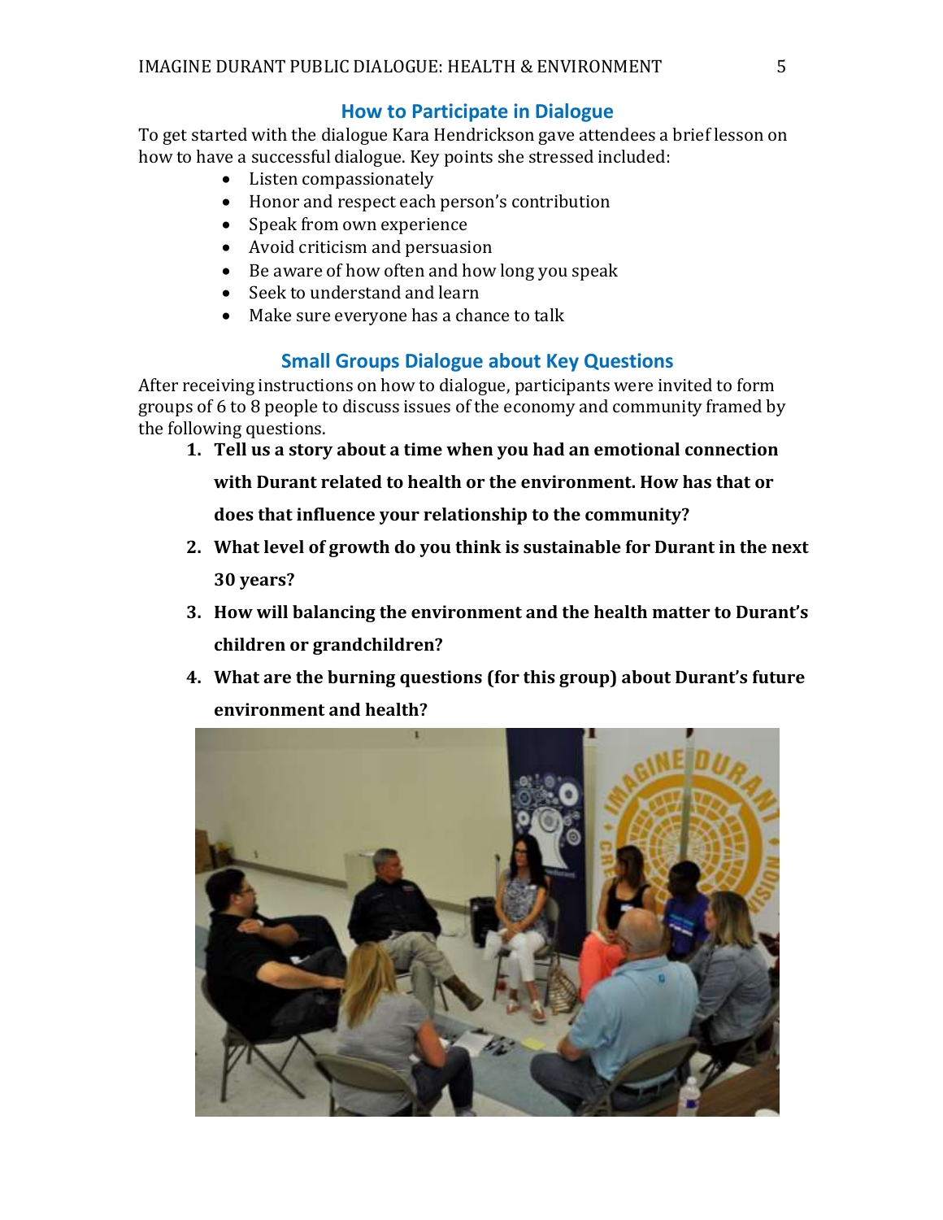## How to Participate in Dialogue

To get started with the dialogue Kara Hendrickson gave attendees a brief lesson on how to have a successful dialogue. Key points she stressed included:

- Listen compassionately
- Honor and respect each person's contribution
- Speak from own experience
- Avoid criticism and persuasion
- Be aware of how often and how long you speak
- Seek to understand and learn
- Make sure everyone has a chance to talk

## Small Groups Dialogue about Key Questions

After receiving instructions on how to dialogue, participants were invited to form groups of 6 to 8 people to discuss issues of the economy and community framed by the following questions.

1. **Tell us a story about a time when you had an emotional connection with Durant related to health or the environment. How has that or does that influence your relationship to the community?**
2. **What level of growth do you think is sustainable for Durant in the next 30 years?**
3. **How will balancing the environment and the health matter to Durant's children or grandchildren?**
4. **What are the burning questions (for this group) about Durant's future environment and health?**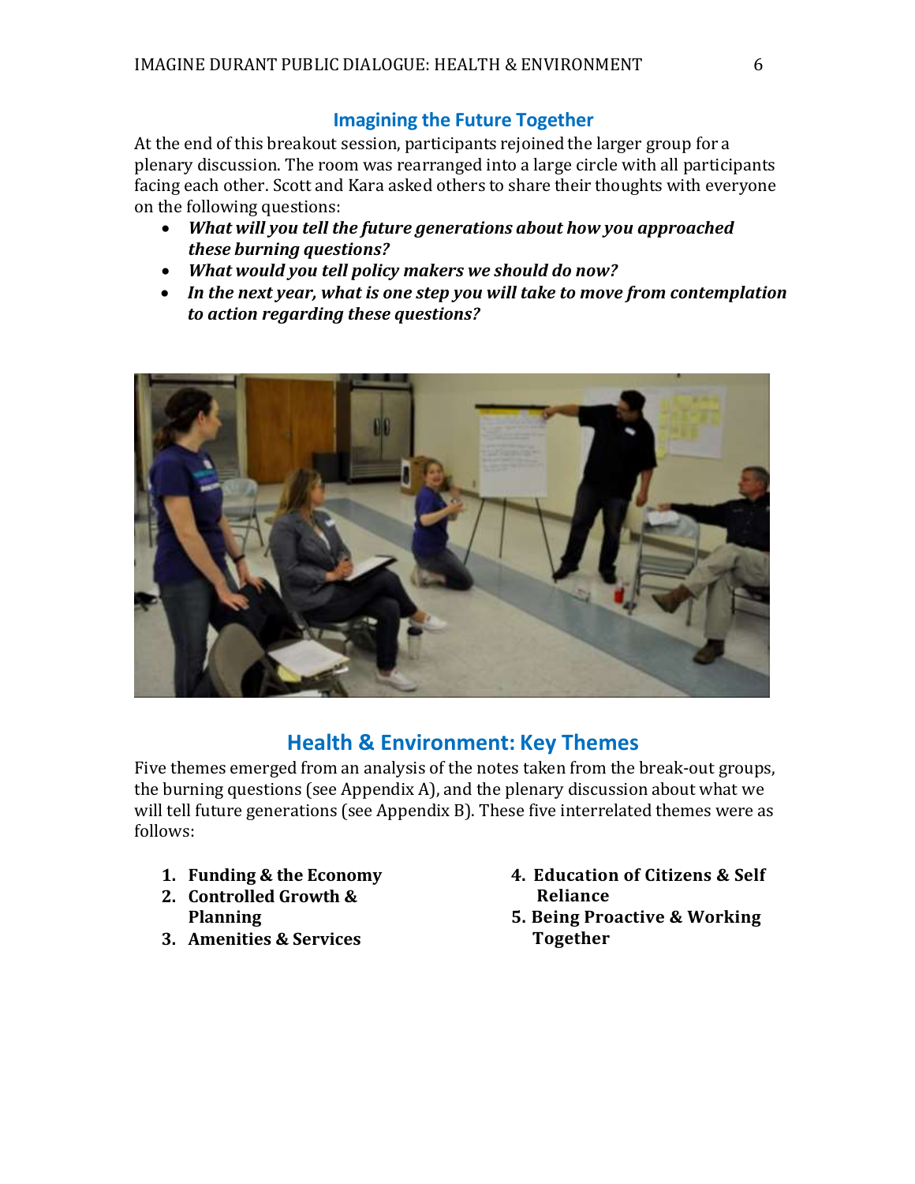## Imagining the Future Together

At the end of this breakout session, participants rejoined the larger group for a plenary discussion. The room was rearranged into a large circle with all participants facing each other. Scott and Kara asked others to share their thoughts with everyone on the following questions:

- ***What will you tell the future generations about how you approached these burning questions?***
- ***What would you tell policy makers we should do now?***
- ***In the next year, what is one step you will take to move from contemplation to action regarding these questions?***

## Health & Environment: Key Themes

Five themes emerged from an analysis of the notes taken from the break-out groups, the burning questions (see Appendix A), and the plenary discussion about what we will tell future generations (see Appendix B). These five interrelated themes were as follows:

1. **Funding & the Economy**
2. **Controlled Growth & Planning**
3. **Amenities & Services**
4. **Education of Citizens & Self Reliance**
5. **Being Proactive & Working Together**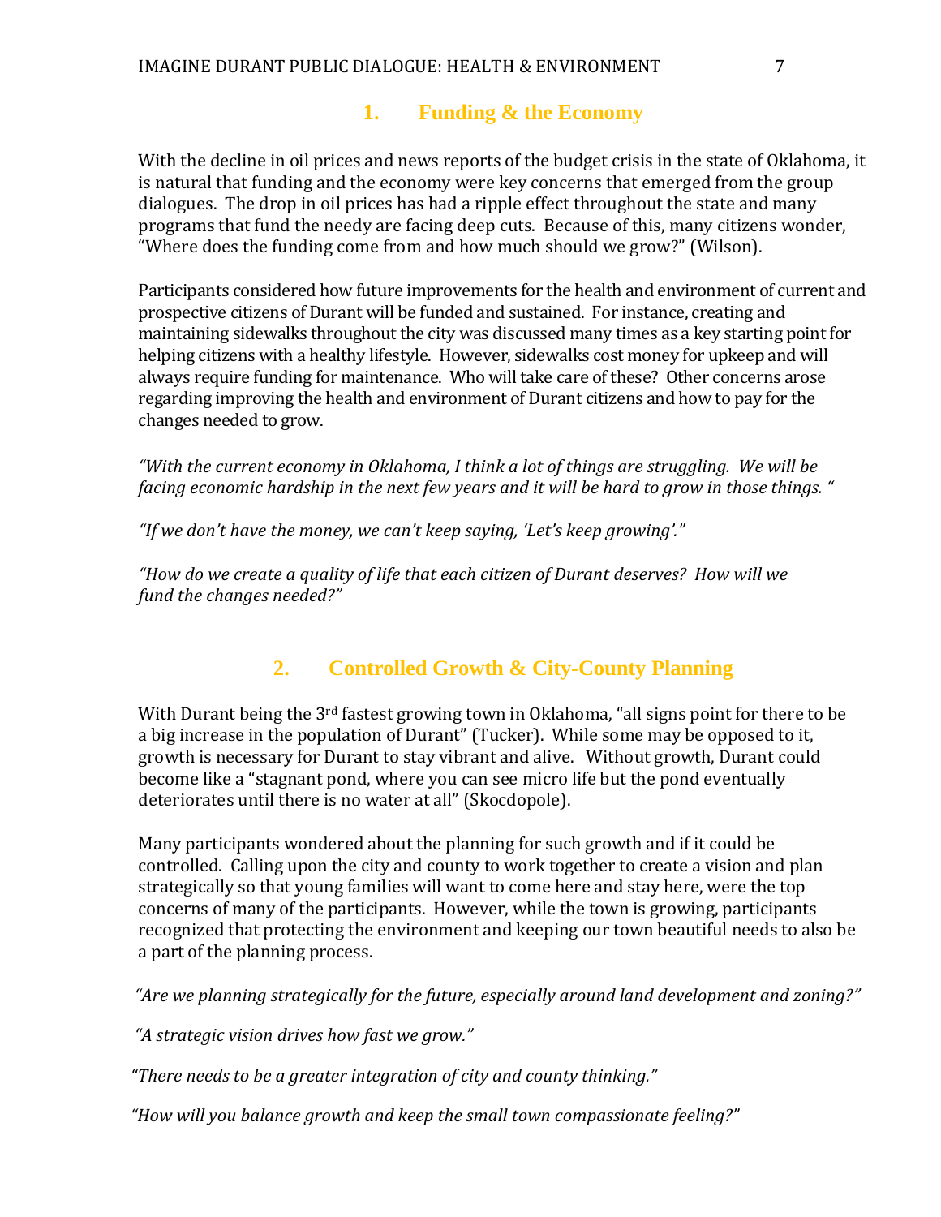## 1. Funding & the Economy

With the decline in oil prices and news reports of the budget crisis in the state of Oklahoma, it is natural that funding and the economy were key concerns that emerged from the group dialogues. The drop in oil prices has had a ripple effect throughout the state and many programs that fund the needy are facing deep cuts. Because of this, many citizens wonder, "Where does the funding come from and how much should we grow?" (Wilson).

Participants considered how future improvements for the health and environment of current and prospective citizens of Durant will be funded and sustained. For instance, creating and maintaining sidewalks throughout the city was discussed many times as a key starting point for helping citizens with a healthy lifestyle. However, sidewalks cost money for upkeep and will always require funding for maintenance. Who will take care of these? Other concerns arose regarding improving the health and environment of Durant citizens and how to pay for the changes needed to grow.

*"With the current economy in Oklahoma, I think a lot of things are struggling. We will be facing economic hardship in the next few years and it will be hard to grow in those things. "*

*"If we don't have the money, we can't keep saying, 'Let's keep growing'."*

*"How do we create a quality of life that each citizen of Durant deserves? How will we fund the changes needed?"*

## 2. Controlled Growth & City-County Planning

With Durant being the 3rd fastest growing town in Oklahoma, "all signs point for there to be a big increase in the population of Durant" (Tucker). While some may be opposed to it, growth is necessary for Durant to stay vibrant and alive. Without growth, Durant could become like a "stagnant pond, where you can see micro life but the pond eventually deteriorates until there is no water at all" (Skocdopole).

Many participants wondered about the planning for such growth and if it could be controlled. Calling upon the city and county to work together to create a vision and plan strategically so that young families will want to come here and stay here, were the top concerns of many of the participants. However, while the town is growing, participants recognized that protecting the environment and keeping our town beautiful needs to also be a part of the planning process.

*"Are we planning strategically for the future, especially around land development and zoning?"*

*"A strategic vision drives how fast we grow."*

*"There needs to be a greater integration of city and county thinking."*

*"How will you balance growth and keep the small town compassionate feeling?"*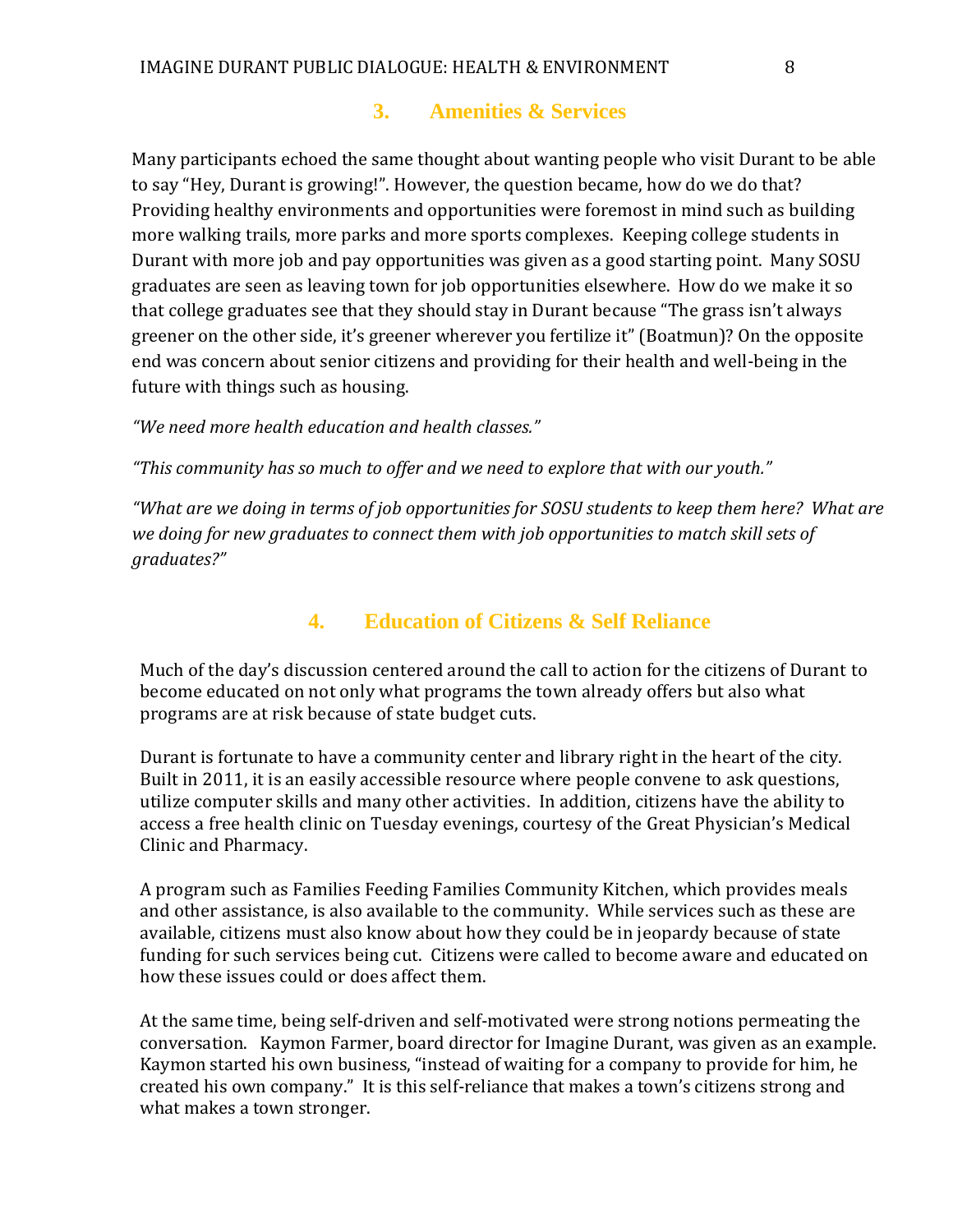## 3. Amenities & Services

Many participants echoed the same thought about wanting people who visit Durant to be able to say "Hey, Durant is growing!". However, the question became, how do we do that? Providing healthy environments and opportunities were foremost in mind such as building more walking trails, more parks and more sports complexes. Keeping college students in Durant with more job and pay opportunities was given as a good starting point. Many SOSU graduates are seen as leaving town for job opportunities elsewhere. How do we make it so that college graduates see that they should stay in Durant because "The grass isn't always greener on the other side, it's greener wherever you fertilize it" (Boatmun)? On the opposite end was concern about senior citizens and providing for their health and well-being in the future with things such as housing.

*"We need more health education and health classes."*

*"This community has so much to offer and we need to explore that with our youth."*

*"What are we doing in terms of job opportunities for SOSU students to keep them here? What are we doing for new graduates to connect them with job opportunities to match skill sets of graduates?"*

## 4. Education of Citizens & Self Reliance

Much of the day's discussion centered around the call to action for the citizens of Durant to become educated on not only what programs the town already offers but also what programs are at risk because of state budget cuts.

Durant is fortunate to have a community center and library right in the heart of the city. Built in 2011, it is an easily accessible resource where people convene to ask questions, utilize computer skills and many other activities. In addition, citizens have the ability to access a free health clinic on Tuesday evenings, courtesy of the Great Physician's Medical Clinic and Pharmacy.

A program such as Families Feeding Families Community Kitchen, which provides meals and other assistance, is also available to the community. While services such as these are available, citizens must also know about how they could be in jeopardy because of state funding for such services being cut. Citizens were called to become aware and educated on how these issues could or does affect them.

At the same time, being self-driven and self-motivated were strong notions permeating the conversation. Kaymon Farmer, board director for Imagine Durant, was given as an example. Kaymon started his own business, "instead of waiting for a company to provide for him, he created his own company." It is this self-reliance that makes a town's citizens strong and what makes a town stronger.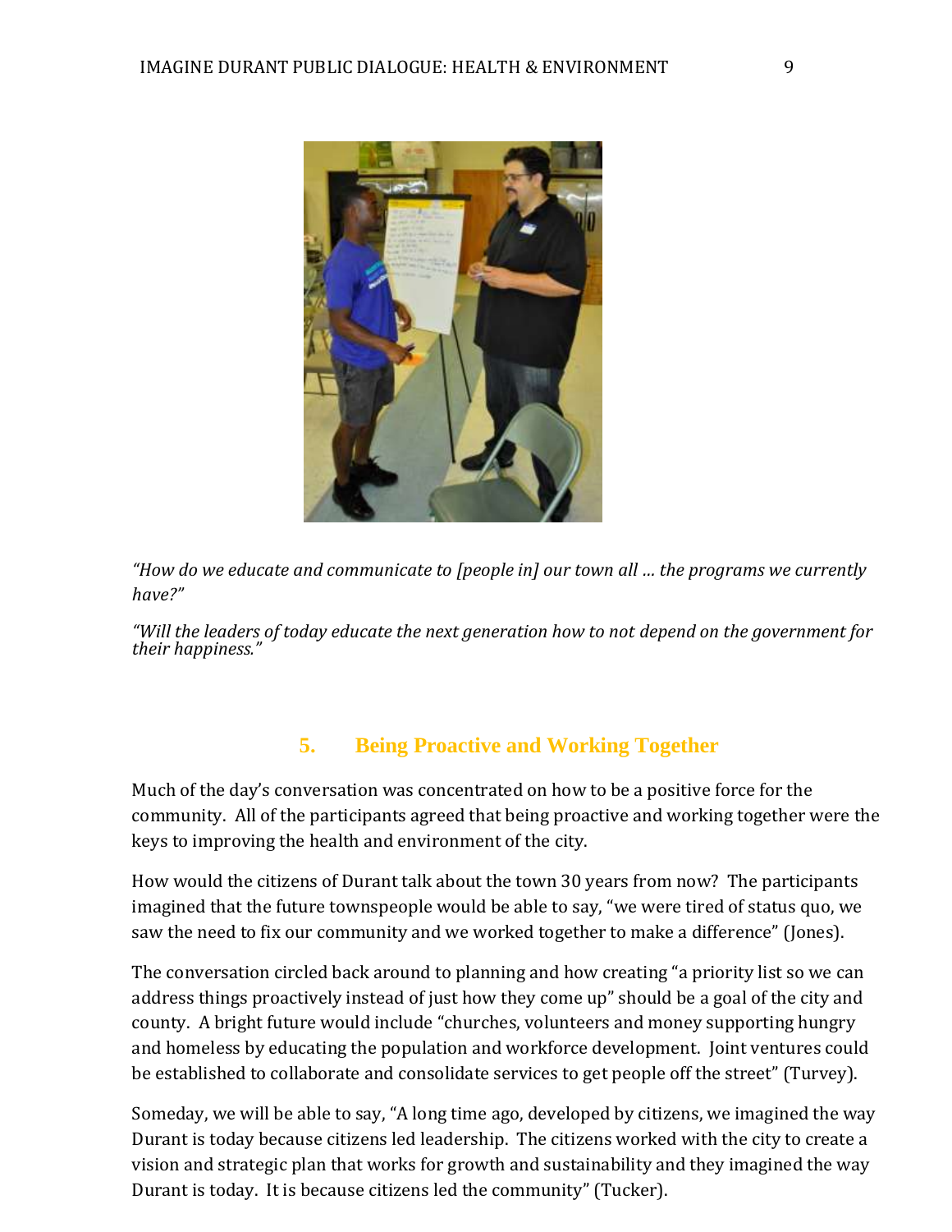*"How do we educate and communicate to [people in] our town all … the programs we currently have?"*

*"Will the leaders of today educate the next generation how to not depend on the government for their happiness."*

## 5. Being Proactive and Working Together

Much of the day's conversation was concentrated on how to be a positive force for the community. All of the participants agreed that being proactive and working together were the keys to improving the health and environment of the city.

How would the citizens of Durant talk about the town 30 years from now? The participants imagined that the future townspeople would be able to say, "we were tired of status quo, we saw the need to fix our community and we worked together to make a difference" (Jones).

The conversation circled back around to planning and how creating "a priority list so we can address things proactively instead of just how they come up" should be a goal of the city and county. A bright future would include "churches, volunteers and money supporting hungry and homeless by educating the population and workforce development. Joint ventures could be established to collaborate and consolidate services to get people off the street" (Turvey).

Someday, we will be able to say, "A long time ago, developed by citizens, we imagined the way Durant is today because citizens led leadership. The citizens worked with the city to create a vision and strategic plan that works for growth and sustainability and they imagined the way Durant is today. It is because citizens led the community" (Tucker).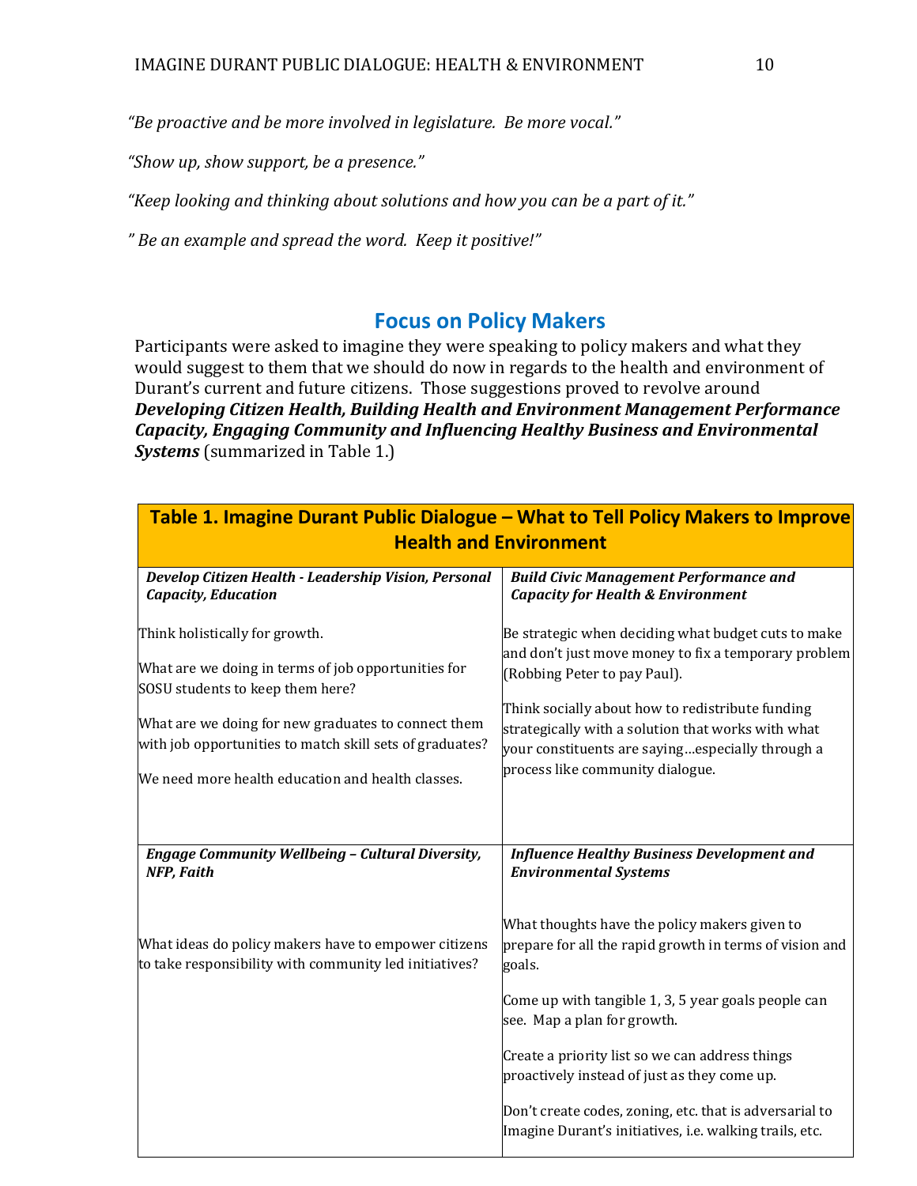*"Be proactive and be more involved in legislature. Be more vocal."*

*"Show up, show support, be a presence."*

*"Keep looking and thinking about solutions and how you can be a part of it."*

*" Be an example and spread the word. Keep it positive!"*

## Focus on Policy Makers

Participants were asked to imagine they were speaking to policy makers and what they would suggest to them that we should do now in regards to the health and environment of Durant's current and future citizens. Those suggestions proved to revolve around ***Developing Citizen Health, Building Health and Environment Management Performance Capacity, Engaging Community and Influencing Healthy Business and Environmental Systems*** (summarized in Table 1.)

| **Table 1. Imagine Durant Public Dialogue – What to Tell Policy Makers to Improve Health and Environment** | |
|---|---|
| ***Develop Citizen Health - Leadership Vision, Personal Capacity, Education*** | ***Build Civic Management Performance and Capacity for Health & Environment*** |
| Think holistically for growth.<br><br>What are we doing in terms of job opportunities for SOSU students to keep them here?<br><br>What are we doing for new graduates to connect them with job opportunities to match skill sets of graduates?<br><br>We need more health education and health classes. | Be strategic when deciding what budget cuts to make and don't just move money to fix a temporary problem (Robbing Peter to pay Paul).<br><br>Think socially about how to redistribute funding strategically with a solution that works with what your constituents are saying…especially through a process like community dialogue. |
| ***Engage Community Wellbeing – Cultural Diversity, NFP, Faith*** | ***Influence Healthy Business Development and Environmental Systems*** |
| What ideas do policy makers have to empower citizens to take responsibility with community led initiatives? | What thoughts have the policy makers given to prepare for all the rapid growth in terms of vision and goals.<br><br>Come up with tangible 1, 3, 5 year goals people can see. Map a plan for growth.<br><br>Create a priority list so we can address things proactively instead of just as they come up.<br><br>Don't create codes, zoning, etc. that is adversarial to Imagine Durant's initiatives, i.e. walking trails, etc. |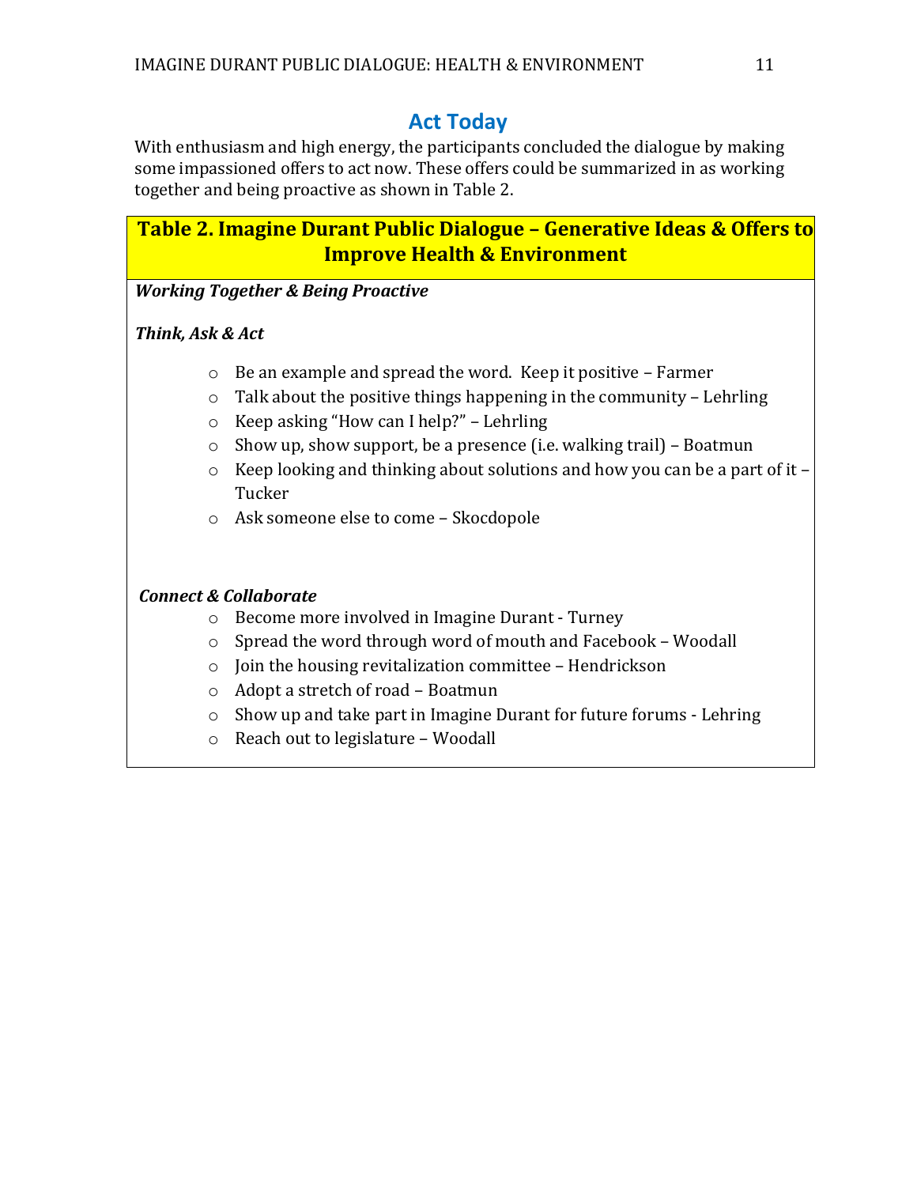## Act Today

With enthusiasm and high energy, the participants concluded the dialogue by making some impassioned offers to act now. These offers could be summarized in as working together and being proactive as shown in Table 2.

**Table 2. Imagine Durant Public Dialogue – Generative Ideas & Offers to Improve Health & Environment**

***Working Together & Being Proactive***

***Think, Ask & Act***

- Be an example and spread the word. Keep it positive – Farmer
- Talk about the positive things happening in the community – Lehrling
- Keep asking "How can I help?" – Lehrling
- Show up, show support, be a presence (i.e. walking trail) – Boatmun
- Keep looking and thinking about solutions and how you can be a part of it – Tucker
- Ask someone else to come – Skocdopole

***Connect & Collaborate***

- Become more involved in Imagine Durant - Turney
- Spread the word through word of mouth and Facebook – Woodall
- Join the housing revitalization committee – Hendrickson
- Adopt a stretch of road – Boatmun
- Show up and take part in Imagine Durant for future forums - Lehring
- Reach out to legislature – Woodall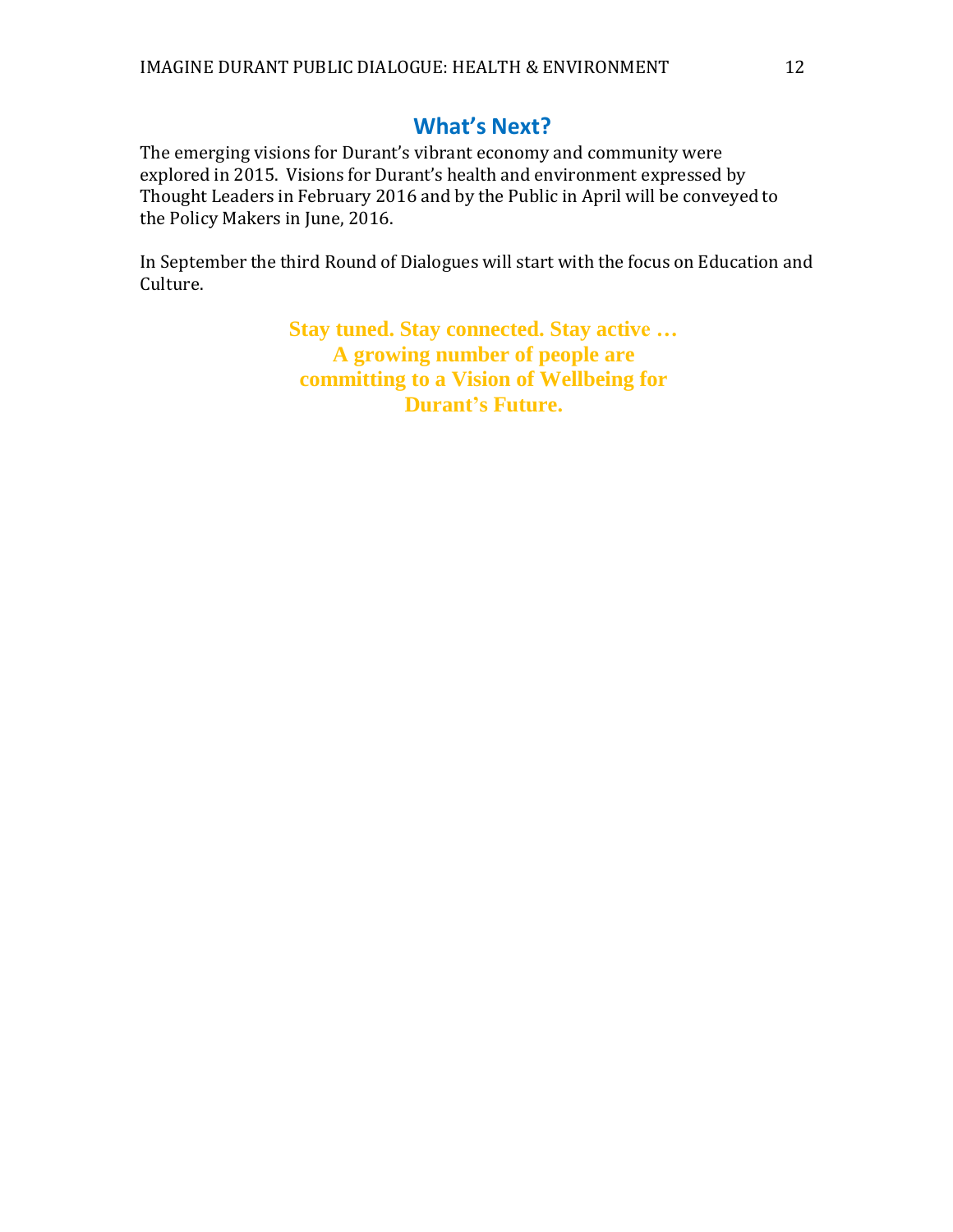## What's Next?

The emerging visions for Durant's vibrant economy and community were explored in 2015. Visions for Durant's health and environment expressed by Thought Leaders in February 2016 and by the Public in April will be conveyed to the Policy Makers in June, 2016.

In September the third Round of Dialogues will start with the focus on Education and Culture.

**Stay tuned. Stay connected. Stay active …**
**A growing number of people are committing to a Vision of Wellbeing for Durant's Future.**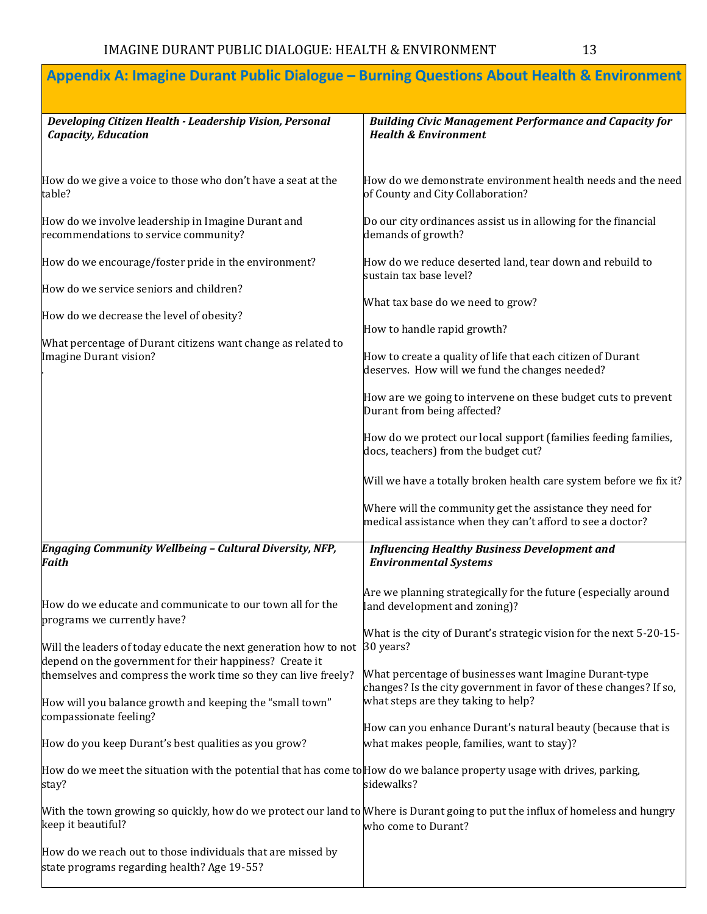## Appendix A: Imagine Durant Public Dialogue – Burning Questions About Health & Environment

| ***Developing Citizen Health - Leadership Vision, Personal Capacity, Education*** | ***Building Civic Management Performance and Capacity for Health & Environment*** |
|---|---|
| How do we give a voice to those who don't have a seat at the table?<br><br>How do we involve leadership in Imagine Durant and recommendations to service community?<br><br>How do we encourage/foster pride in the environment?<br><br>How do we service seniors and children?<br><br>How do we decrease the level of obesity?<br><br>What percentage of Durant citizens want change as related to Imagine Durant vision? | How do we demonstrate environment health needs and the need of County and City Collaboration?<br><br>Do our city ordinances assist us in allowing for the financial demands of growth?<br><br>How do we reduce deserted land, tear down and rebuild to sustain tax base level?<br><br>What tax base do we need to grow?<br><br>How to handle rapid growth?<br><br>How to create a quality of life that each citizen of Durant deserves. How will we fund the changes needed?<br><br>How are we going to intervene on these budget cuts to prevent Durant from being affected?<br><br>How do we protect our local support (families feeding families, docs, teachers) from the budget cut?<br><br>Will we have a totally broken health care system before we fix it?<br><br>Where will the community get the assistance they need for medical assistance when they can't afford to see a doctor? |
| ***Engaging Community Wellbeing – Cultural Diversity, NFP, Faith*** | ***Influencing Healthy Business Development and Environmental Systems*** |
| How do we educate and communicate to our town all for the programs we currently have?<br><br>Will the leaders of today educate the next generation how to not depend on the government for their happiness? Create it themselves and compress the work time so they can live freely?<br><br>How will you balance growth and keeping the "small town" compassionate feeling?<br><br>How do you keep Durant's best qualities as you grow?<br><br>How do we meet the situation with the potential that has come to stay?<br><br>With the town growing so quickly, how do we protect our land to keep it beautiful?<br><br>How do we reach out to those individuals that are missed by state programs regarding health? Age 19-55? | Are we planning strategically for the future (especially around land development and zoning)?<br><br>What is the city of Durant's strategic vision for the next 5-20-15-30 years?<br><br>What percentage of businesses want Imagine Durant-type changes? Is the city government in favor of these changes? If so, what steps are they taking to help?<br><br>How can you enhance Durant's natural beauty (because that is what makes people, families, want to stay)?<br><br>How do we balance property usage with drives, parking, sidewalks?<br><br>Where is Durant going to put the influx of homeless and hungry who come to Durant? |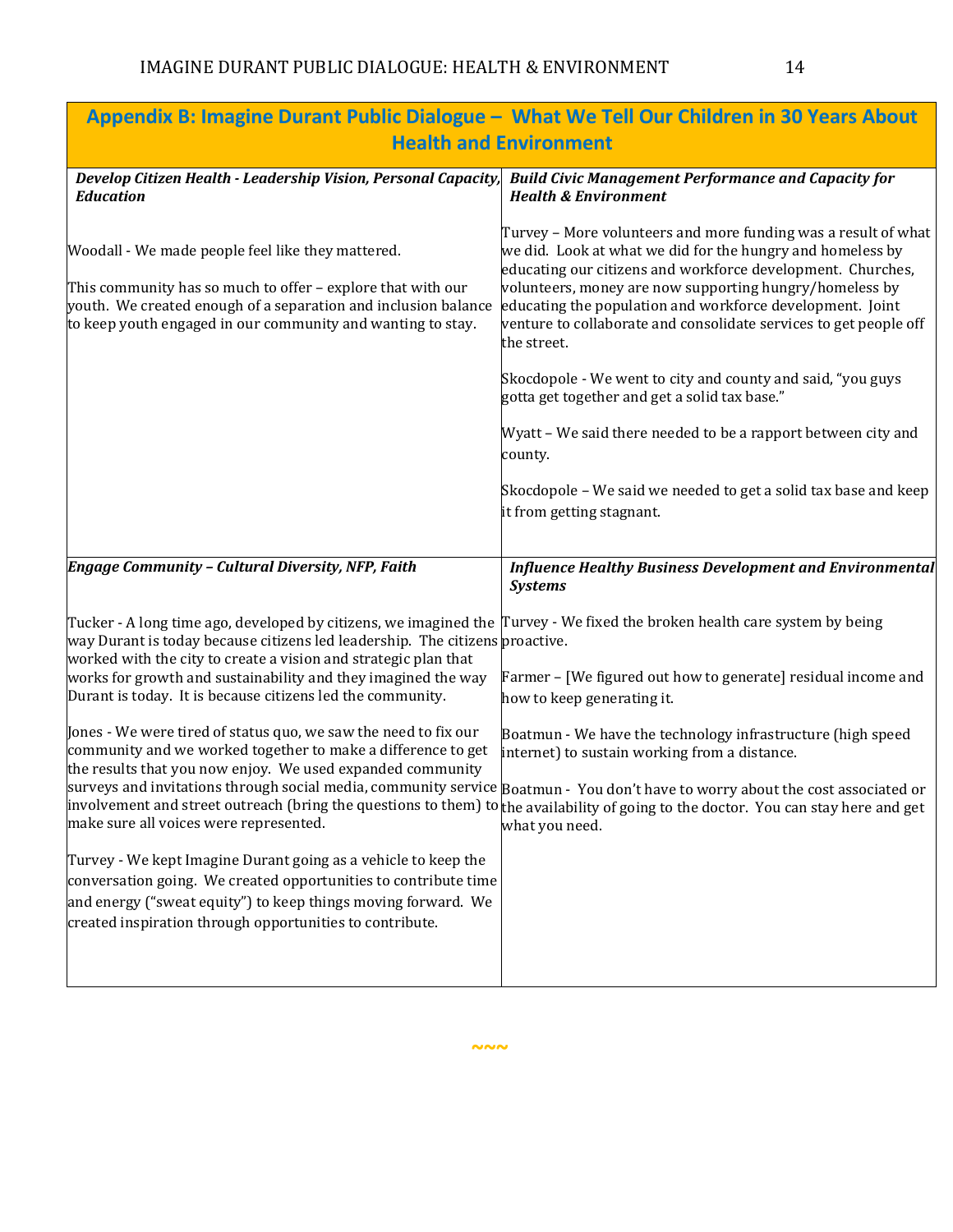## Appendix B: Imagine Durant Public Dialogue – What We Tell Our Children in 30 Years About Health and Environment

| *Develop Citizen Health - Leadership Vision, Personal Capacity, Education* | *Build Civic Management Performance and Capacity for Health & Environment* |
|---|---|
| Woodall - We made people feel like they mattered.<br><br>This community has so much to offer – explore that with our youth. We created enough of a separation and inclusion balance to keep youth engaged in our community and wanting to stay. | Turvey – More volunteers and more funding was a result of what we did. Look at what we did for the hungry and homeless by educating our citizens and workforce development. Churches, volunteers, money are now supporting hungry/homeless by educating the population and workforce development. Joint venture to collaborate and consolidate services to get people off the street.<br><br>Skocdopole - We went to city and county and said, "you guys gotta get together and get a solid tax base."<br><br>Wyatt – We said there needed to be a rapport between city and county.<br><br>Skocdopole – We said we needed to get a solid tax base and keep it from getting stagnant. |
| ***Engage Community – Cultural Diversity, NFP, Faith*** | ***Influence Healthy Business Development and Environmental Systems*** |
| Tucker - A long time ago, developed by citizens, we imagined the way Durant is today because citizens led leadership. The citizens worked with the city to create a vision and strategic plan that works for growth and sustainability and they imagined the way Durant is today. It is because citizens led the community.<br><br>Jones - We were tired of status quo, we saw the need to fix our community and we worked together to make a difference to get the results that you now enjoy. We used expanded community surveys and invitations through social media, community service involvement and street outreach (bring the questions to them) to make sure all voices were represented.<br><br>Turvey - We kept Imagine Durant going as a vehicle to keep the conversation going. We created opportunities to contribute time and energy ("sweat equity") to keep things moving forward. We created inspiration through opportunities to contribute. | Turvey - We fixed the broken health care system by being proactive.<br><br>Farmer – [We figured out how to generate] residual income and how to keep generating it.<br><br>Boatmun - We have the technology infrastructure (high speed internet) to sustain working from a distance.<br><br>Boatmun - You don't have to worry about the cost associated or the availability of going to the doctor. You can stay here and get what you need. |

~~~